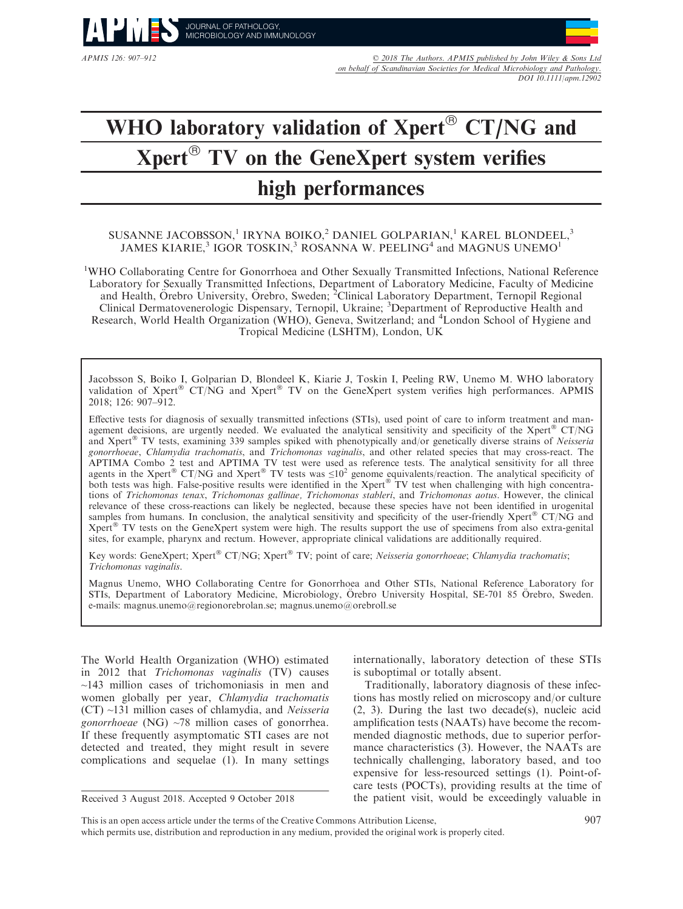# WHO laboratory validation of Xpert® CT/NG and Xpert® TV on the GeneXpert system verifies high performances

SUSANNE JACOBSSON,[1] IRYNA BOIKO,[2] DANIEL GOLPARIAN,[1] KAREL BLONDEEL,[3] JAMES KIARIE,[3] IGOR TOSKIN,[3] ROSANNA W. PEELING[4] and MAGNUS UNEMO[1]

[1]WHO Collaborating Centre for Gonorrhoea and Other Sexually Transmitted Infections, National Reference Laboratory for Sexually Transmitted Infections, Department of Laboratory Medicine, Faculty of Medicine and Health, Örebro University, Örebro, Sweden; [2]Clinical Laboratory Department, Ternopil Regional Clinical Dermatovenerologic Dispensary, Ternopil, Ukraine; [3]Department of Reproductive Health and Research, World Health Organization (WHO), Geneva, Switzerland; and [4]London School of Hygiene and Tropical Medicine (LSHTM), London, UK

Jacobsson S, Boiko I, Golparian D, Blondeel K, Kiarie J, Toskin I, Peeling RW, Unemo M. WHO laboratory validation of Xpert® CT/NG and Xpert® TV on the GeneXpert system verifies high performances. APMIS 2018; 126: 907–912.

Effective tests for diagnosis of sexually transmitted infections (STIs), used point of care to inform treatment and management decisions, are urgently needed. We evaluated the analytical sensitivity and specificity of the Xpert® CT/NG and Xpert® TV tests, examining 339 samples spiked with phenotypically and/or genetically diverse strains of *Neisseria gonorrhoeae*, *Chlamydia trachomatis*, and *Trichomonas vaginalis*, and other related species that may cross-react. The APTIMA Combo 2 test and APTIMA TV test were used as reference tests. The analytical sensitivity for all three agents in the Xpert® CT/NG and Xpert® TV tests was $\leq 10^2$ genome equivalents/reaction. The analytical specificity of both tests was high. False-positive results were identified in the Xpert® TV test when challenging with high concentrations of *Trichomonas tenax*, *Trichomonas gallinae, Trichomonas stableri*, and *Trichomonas aotus*. However, the clinical relevance of these cross-reactions can likely be neglected, because these species have not been identified in urogenital samples from humans. In conclusion, the analytical sensitivity and specificity of the user-friendly Xpert® CT/NG and Xpert® TV tests on the GeneXpert system were high. The results support the use of specimens from also extra-genital sites, for example, pharynx and rectum. However, appropriate clinical validations are additionally required.

Key words: GeneXpert; Xpert® CT/NG; Xpert® TV; point of care; *Neisseria gonorrhoeae*; *Chlamydia trachomatis*; *Trichomonas vaginalis*.

Magnus Unemo, WHO Collaborating Centre for Gonorrhoea and Other STIs, National Reference Laboratory for STIs, Department of Laboratory Medicine, Microbiology, Örebro University Hospital, SE-701 85 Örebro, Sweden. e-mails: magnus.unemo@regionorebrolan.se; magnus.unemo@orebroll.se

The World Health Organization (WHO) estimated in 2012 that *Trichomonas vaginalis* (TV) causes ~143 million cases of trichomoniasis in men and women globally per year, *Chlamydia trachomatis* (CT) ~131 million cases of chlamydia, and *Neisseria gonorrhoeae* (NG) ~78 million cases of gonorrhea. If these frequently asymptomatic STI cases are not detected and treated, they might result in severe complications and sequelae (1). In many settings internationally, laboratory detection of these STIs is suboptimal or totally absent.

Traditionally, laboratory diagnosis of these infections has mostly relied on microscopy and/or culture (2, 3). During the last two decade(s), nucleic acid amplification tests (NAATs) have become the recommended diagnostic methods, due to superior performance characteristics (3). However, the NAATs are technically challenging, laboratory based, and too expensive for less-resourced settings (1). Point-of-care tests (POCTs), providing results at the time of the patient visit, would be exceedingly valuable in

Received 3 August 2018. Accepted 9 October 2018

This is an open access article under the terms of the Creative Commons Attribution License, which permits use, distribution and reproduction in any medium, provided the original work is properly cited.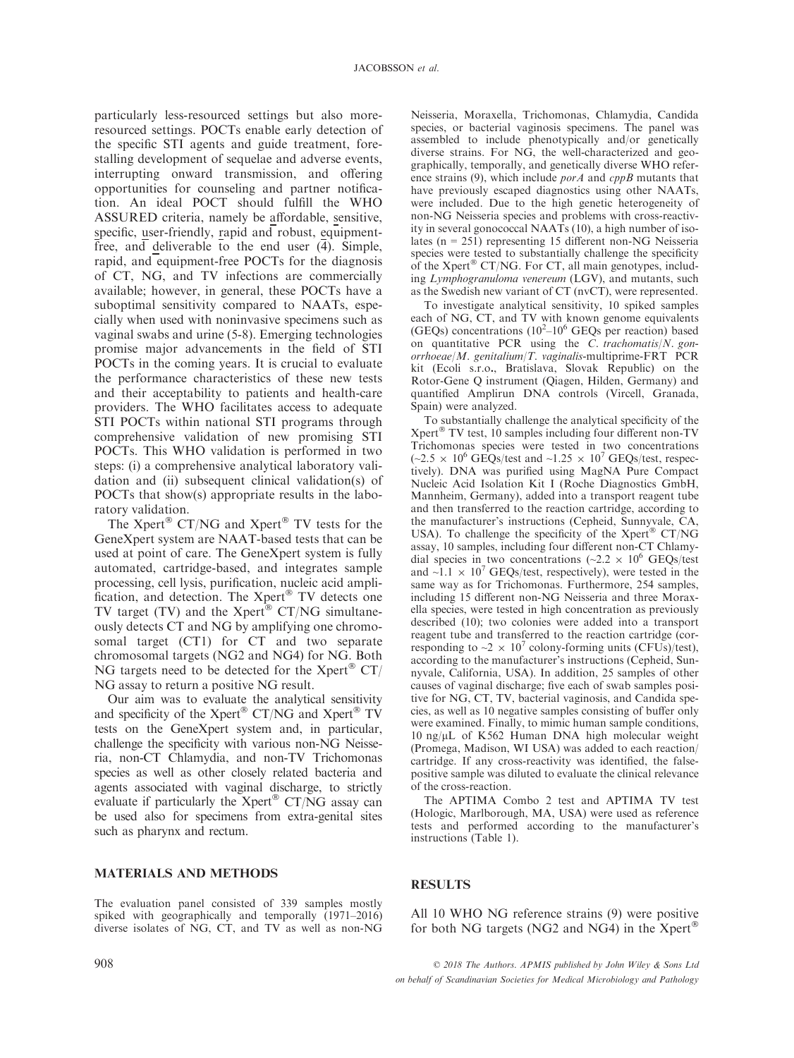particularly less-resourced settings but also more-resourced settings. POCTs enable early detection of the specific STI agents and guide treatment, forestalling development of sequelae and adverse events, interrupting onward transmission, and offering opportunities for counseling and partner notification. An ideal POCT should fulfill the WHO ASSURED criteria, namely be affordable, sensitive, specific, user-friendly, rapid and robust, equipment-free, and deliverable to the end user (4). Simple, rapid, and equipment-free POCTs for the diagnosis of CT, NG, and TV infections are commercially available; however, in general, these POCTs have a suboptimal sensitivity compared to NAATs, especially when used with noninvasive specimens such as vaginal swabs and urine (5-8). Emerging technologies promise major advancements in the field of STI POCTs in the coming years. It is crucial to evaluate the performance characteristics of these new tests and their acceptability to patients and health-care providers. The WHO facilitates access to adequate STI POCTs within national STI programs through comprehensive validation of new promising STI POCTs. This WHO validation is performed in two steps: (i) a comprehensive analytical laboratory validation and (ii) subsequent clinical validation(s) of POCTs that show(s) appropriate results in the laboratory validation.

The Xpert® CT/NG and Xpert® TV tests for the GeneXpert system are NAAT-based tests that can be used at point of care. The GeneXpert system is fully automated, cartridge-based, and integrates sample processing, cell lysis, purification, nucleic acid amplification, and detection. The Xpert® TV detects one TV target (TV) and the Xpert® CT/NG simultaneously detects CT and NG by amplifying one chromosomal target (CT1) for CT and two separate chromosomal targets (NG2 and NG4) for NG. Both NG targets need to be detected for the Xpert® CT/NG assay to return a positive NG result.

Our aim was to evaluate the analytical sensitivity and specificity of the Xpert® CT/NG and Xpert® TV tests on the GeneXpert system and, in particular, challenge the specificity with various non-NG Neisseria, non-CT Chlamydia, and non-TV Trichomonas species as well as other closely related bacteria and agents associated with vaginal discharge, to strictly evaluate if particularly the Xpert® CT/NG assay can be used also for specimens from extra-genital sites such as pharynx and rectum.

## MATERIALS AND METHODS

The evaluation panel consisted of 339 samples mostly spiked with geographically and temporally (1971–2016) diverse isolates of NG, CT, and TV as well as non-NG Neisseria, Moraxella, Trichomonas, Chlamydia, Candida species, or bacterial vaginosis specimens. The panel was assembled to include phenotypically and/or genetically diverse strains. For NG, the well-characterized and geographically, temporally, and genetically diverse WHO reference strains (9), which include *porA* and *cppB* mutants that have previously escaped diagnostics using other NAATs, were included. Due to the high genetic heterogeneity of non-NG Neisseria species and problems with cross-reactivity in several gonococcal NAATs (10), a high number of isolates (n = 251) representing 15 different non-NG Neisseria species were tested to substantially challenge the specificity of the Xpert® CT/NG. For CT, all main genotypes, including *Lymphogranuloma venereum* (LGV), and mutants, such as the Swedish new variant of CT (nvCT), were represented.

To investigate analytical sensitivity, 10 spiked samples each of NG, CT, and TV with known genome equivalents (GEQs) concentrations ($10^2$–$10^6$ GEQs per reaction) based on quantitative PCR using the *C. trachomatis/N. gonorrhoeae/M. genitalium/T. vaginalis*-multiprime-FRT PCR kit (Ecoli s.r.o., Bratislava, Slovak Republic) on the Rotor-Gene Q instrument (Qiagen, Hilden, Germany) and quantified Amplirun DNA controls (Vircell, Granada, Spain) were analyzed.

To substantially challenge the analytical specificity of the Xpert® TV test, 10 samples including four different non-TV Trichomonas species were tested in two concentrations (~$2.5 \times 10^6$ GEQs/test and ~$1.25 \times 10^7$ GEQs/test, respectively). DNA was purified using MagNA Pure Compact Nucleic Acid Isolation Kit I (Roche Diagnostics GmbH, Mannheim, Germany), added into a transport reagent tube and then transferred to the reaction cartridge, according to the manufacturer's instructions (Cepheid, Sunnyvale, CA, USA). To challenge the specificity of the Xpert® CT/NG assay, 10 samples, including four different non-CT Chlamydial species in two concentrations (~$2.2 \times 10^6$ GEQs/test and ~$1.1 \times 10^7$ GEQs/test, respectively), were tested in the same way as for Trichomonas. Furthermore, 254 samples, including 15 different non-NG Neisseria and three Moraxella species, were tested in high concentration as previously described (10); two colonies were added into a transport reagent tube and transferred to the reaction cartridge (corresponding to ~$2 \times 10^7$ colony-forming units (CFUs)/test), according to the manufacturer's instructions (Cepheid, Sunnyvale, California, USA). In addition, 25 samples of other causes of vaginal discharge; five each of swab samples positive for NG, CT, TV, bacterial vaginosis, and Candida species, as well as 10 negative samples consisting of buffer only were examined. Finally, to mimic human sample conditions, 10 ng/μL of K562 Human DNA high molecular weight (Promega, Madison, WI USA) was added to each reaction/cartridge. If any cross-reactivity was identified, the false-positive sample was diluted to evaluate the clinical relevance of the cross-reaction.

The APTIMA Combo 2 test and APTIMA TV test (Hologic, Marlborough, MA, USA) were used as reference tests and performed according to the manufacturer's instructions (Table 1).

## RESULTS

All 10 WHO NG reference strains (9) were positive for both NG targets (NG2 and NG4) in the Xpert®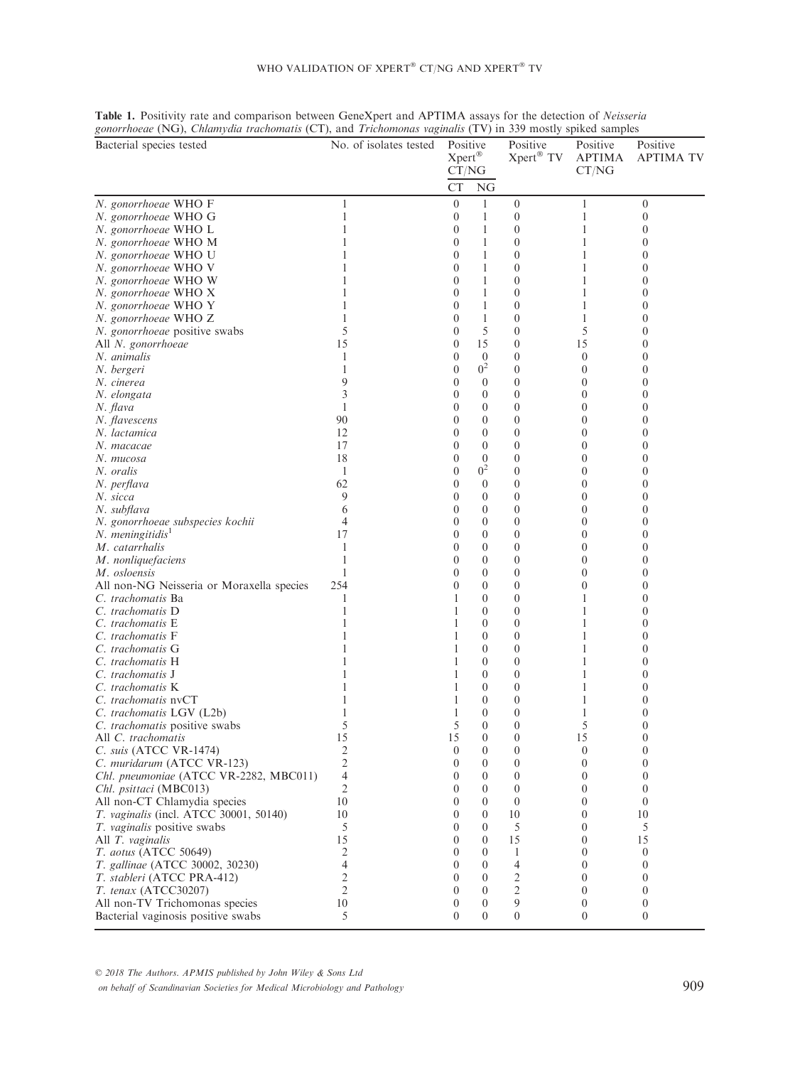**Table 1.** Positivity rate and comparison between GeneXpert and APTIMA assays for the detection of *Neisseria gonorrhoeae* (NG), *Chlamydia trachomatis* (CT), and *Trichomonas vaginalis* (TV) in 339 mostly spiked samples

| Bacterial species tested | No. of isolates tested | Positive Xpert® CT/NG | | Positive Xpert® TV | Positive APTIMA CT/NG | Positive APTIMA TV |
|---|---|---|---|---|---|---|
| | | CT | NG | | | |
| *N. gonorrhoeae* WHO F | 1 | 0 | 1 | 0 | 1 | 0 |
| *N. gonorrhoeae* WHO G | 1 | 0 | 1 | 0 | 1 | 0 |
| *N. gonorrhoeae* WHO L | 1 | 0 | 1 | 0 | 1 | 0 |
| *N. gonorrhoeae* WHO M | 1 | 0 | 1 | 0 | 1 | 0 |
| *N. gonorrhoeae* WHO U | 1 | 0 | 1 | 0 | 1 | 0 |
| *N. gonorrhoeae* WHO V | 1 | 0 | 1 | 0 | 1 | 0 |
| *N. gonorrhoeae* WHO W | 1 | 0 | 1 | 0 | 1 | 0 |
| *N. gonorrhoeae* WHO X | 1 | 0 | 1 | 0 | 1 | 0 |
| *N. gonorrhoeae* WHO Y | 1 | 0 | 1 | 0 | 1 | 0 |
| *N. gonorrhoeae* WHO Z | 1 | 0 | 1 | 0 | 1 | 0 |
| *N. gonorrhoeae* positive swabs | 5 | 0 | 5 | 0 | 5 | 0 |
| All *N. gonorrhoeae* | 15 | 0 | 15 | 0 | 15 | 0 |
| *N. animalis* | 1 | 0 | 0 | 0 | 0 | 0 |
| *N. bergeri* | 1 | 0 | 0[2] | 0 | 0 | 0 |
| *N. cinerea* | 9 | 0 | 0 | 0 | 0 | 0 |
| *N. elongata* | 3 | 0 | 0 | 0 | 0 | 0 |
| *N. flava* | 1 | 0 | 0 | 0 | 0 | 0 |
| *N. flavescens* | 90 | 0 | 0 | 0 | 0 | 0 |
| *N. lactamica* | 12 | 0 | 0 | 0 | 0 | 0 |
| *N. macacae* | 17 | 0 | 0 | 0 | 0 | 0 |
| *N. mucosa* | 18 | 0 | 0 | 0 | 0 | 0 |
| *N. oralis* | 1 | 0 | 0[2] | 0 | 0 | 0 |
| *N. perflava* | 62 | 0 | 0 | 0 | 0 | 0 |
| *N. sicca* | 9 | 0 | 0 | 0 | 0 | 0 |
| *N. subflava* | 6 | 0 | 0 | 0 | 0 | 0 |
| *N. gonorrhoeae subspecies kochii* | 4 | 0 | 0 | 0 | 0 | 0 |
| *N. meningitidis*[1] | 17 | 0 | 0 | 0 | 0 | 0 |
| *M. catarrhalis* | 1 | 0 | 0 | 0 | 0 | 0 |
| *M. nonliquefaciens* | 1 | 0 | 0 | 0 | 0 | 0 |
| *M. osloensis* | 1 | 0 | 0 | 0 | 0 | 0 |
| All non-NG Neisseria or Moraxella species | 254 | 0 | 0 | 0 | 0 | 0 |
| *C. trachomatis* Ba | 1 | 1 | 0 | 0 | 1 | 0 |
| *C. trachomatis* D | 1 | 1 | 0 | 0 | 1 | 0 |
| *C. trachomatis* E | 1 | 1 | 0 | 0 | 1 | 0 |
| *C. trachomatis* F | 1 | 1 | 0 | 0 | 1 | 0 |
| *C. trachomatis* G | 1 | 1 | 0 | 0 | 1 | 0 |
| *C. trachomatis* H | 1 | 1 | 0 | 0 | 1 | 0 |
| *C. trachomatis* J | 1 | 1 | 0 | 0 | 1 | 0 |
| *C. trachomatis* K | 1 | 1 | 0 | 0 | 1 | 0 |
| *C. trachomatis* nvCT | 1 | 1 | 0 | 0 | 1 | 0 |
| *C. trachomatis* LGV (L2b) | 1 | 1 | 0 | 0 | 1 | 0 |
| *C. trachomatis* positive swabs | 5 | 5 | 0 | 0 | 5 | 0 |
| All *C. trachomatis* | 15 | 15 | 0 | 0 | 15 | 0 |
| *C. suis* (ATCC VR-1474) | 2 | 0 | 0 | 0 | 0 | 0 |
| *C. muridarum* (ATCC VR-123) | 2 | 0 | 0 | 0 | 0 | 0 |
| *Chl. pneumoniae* (ATCC VR-2282, MBC011) | 4 | 0 | 0 | 0 | 0 | 0 |
| *Chl. psittaci* (MBC013) | 2 | 0 | 0 | 0 | 0 | 0 |
| All non-CT Chlamydia species | 10 | 0 | 0 | 0 | 0 | 0 |
| *T. vaginalis* (incl. ATCC 30001, 50140) | 10 | 0 | 0 | 10 | 0 | 10 |
| *T. vaginalis* positive swabs | 5 | 0 | 0 | 5 | 0 | 5 |
| All *T. vaginalis* | 15 | 0 | 0 | 15 | 0 | 15 |
| *T. aotus* (ATCC 50649) | 2 | 0 | 0 | 1 | 0 | 0 |
| *T. gallinae* (ATCC 30002, 30230) | 4 | 0 | 0 | 4 | 0 | 0 |
| *T. stableri* (ATCC PRA-412) | 2 | 0 | 0 | 2 | 0 | 0 |
| *T. tenax* (ATCC30207) | 2 | 0 | 0 | 2 | 0 | 0 |
| All non-TV Trichomonas species | 10 | 0 | 0 | 9 | 0 | 0 |
| Bacterial vaginosis positive swabs | 5 | 0 | 0 | 0 | 0 | 0 |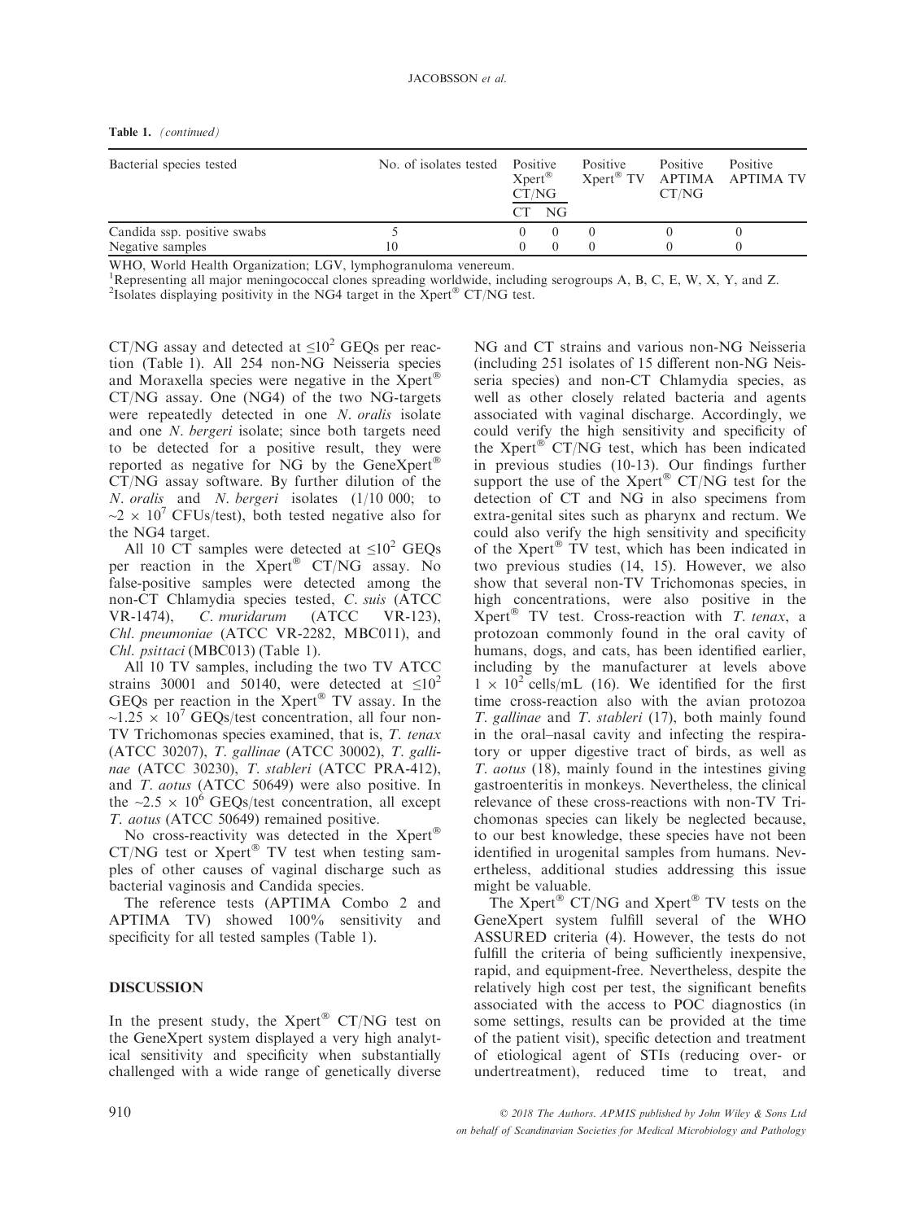**Table 1.** *(continued)*

| Bacterial species tested | No. of isolates tested | Positive Xpert® CT/NG | | Positive Xpert® TV | Positive APTIMA CT/NG | Positive APTIMA TV |
|---|---|---|---|---|---|---|
| | | CT | NG | | | |
| Candida ssp. positive swabs | 5 | 0 | 0 | 0 | 0 | 0 |
| Negative samples | 10 | 0 | 0 | 0 | 0 | 0 |

WHO, World Health Organization; LGV, lymphogranuloma venereum.
[1]Representing all major meningococcal clones spreading worldwide, including serogroups A, B, C, E, W, X, Y, and Z.
[2]Isolates displaying positivity in the NG4 target in the Xpert® CT/NG test.

CT/NG assay and detected at $\leq 10^2$ GEQs per reaction (Table 1). All 254 non-NG Neisseria species and Moraxella species were negative in the Xpert® CT/NG assay. One (NG4) of the two NG-targets were repeatedly detected in one *N. oralis* isolate and one *N. bergeri* isolate; since both targets need to be detected for a positive result, they were reported as negative for NG by the GeneXpert® CT/NG assay software. By further dilution of the *N. oralis* and *N. bergeri* isolates (1/10 000; to $\sim 2 \times 10^7$ CFUs/test), both tested negative also for the NG4 target.

All 10 CT samples were detected at $\leq 10^2$ GEQs per reaction in the Xpert® CT/NG assay. No false-positive samples were detected among the non-CT Chlamydia species tested, *C. suis* (ATCC VR-1474), *C. muridarum* (ATCC VR-123), *Chl. pneumoniae* (ATCC VR-2282, MBC011), and *Chl. psittaci* (MBC013) (Table 1).

All 10 TV samples, including the two TV ATCC strains 30001 and 50140, were detected at $\leq 10^2$ GEQs per reaction in the Xpert® TV assay. In the $\sim 1.25 \times 10^7$ GEQs/test concentration, all four non-TV Trichomonas species (ATCC 30207), *T. gallinae* (ATCC 30002), *T. gallinae* (ATCC 30230), *T. stableri* (ATCC PRA-412), and *T. aotus* (ATCC 50649) were also positive. In the $\sim 2.5 \times 10^6$ GEQs/test concentration, all except *T. aotus* (ATCC 50649) remained positive.

No cross-reactivity was detected in the Xpert® CT/NG test or Xpert® TV test when testing samples of other causes of vaginal discharge such as bacterial vaginosis and Candida species.

The reference tests (APTIMA Combo 2 and APTIMA TV) showed 100% sensitivity and specificity for all tested samples (Table 1).

## DISCUSSION

In the present study, the Xpert® CT/NG test on the GeneXpert system displayed a very high analytical sensitivity and specificity when substantially challenged with a wide range of genetically diverse NG and CT strains and various non-NG Neisseria (including 251 isolates of 15 different non-NG Neisseria species) and non-CT Chlamydia species, as well as other closely related bacteria and agents associated with vaginal discharge. Accordingly, we could verify the high sensitivity and specificity of the Xpert® CT/NG test, which has been indicated in previous studies (10-13). Our findings further support the use of the Xpert® CT/NG test for the detection of CT and NG in also specimens from extra-genital sites such as pharynx and rectum. We could also verify the high sensitivity and specificity of the Xpert® TV test, which has been indicated in two previous studies (14, 15). However, we also show that several non-TV Trichomonas species, in high concentrations, were also positive in the Xpert® TV test. Cross-reaction with *T. tenax*, a protozoan commonly found in the oral cavity of humans, dogs, and cats, has been identified earlier, including by the manufacturer at levels above $1 \times 10^2$ cells/mL (16). We identified for the first time cross-reaction also with the avian protozoa *T. gallinae* and *T. stableri* (17), both mainly found in the oral–nasal cavity and infecting the respiratory or upper digestive tract of birds, as well as *T. aotus* (18), mainly found in the intestines giving gastroenteritis in monkeys. Nevertheless, the clinical relevance of these cross-reactions with non-TV Trichomonas species can likely be neglected because, to our best knowledge, these species have not been identified in urogenital samples from humans. Nevertheless, additional studies addressing this issue might be valuable.

The Xpert® CT/NG and Xpert® TV tests on the GeneXpert system fulfill several of the WHO ASSURED criteria (4). However, the tests do not fulfill the criteria of being sufficiently inexpensive, rapid, and equipment-free. Nevertheless, despite the relatively high cost per test, the significant benefits associated with the access to POC diagnostics (in some settings, results can be provided at the time of the patient visit), specific detection and treatment of etiological agent of STIs (reducing over- or undertreatment), reduced time to treat, and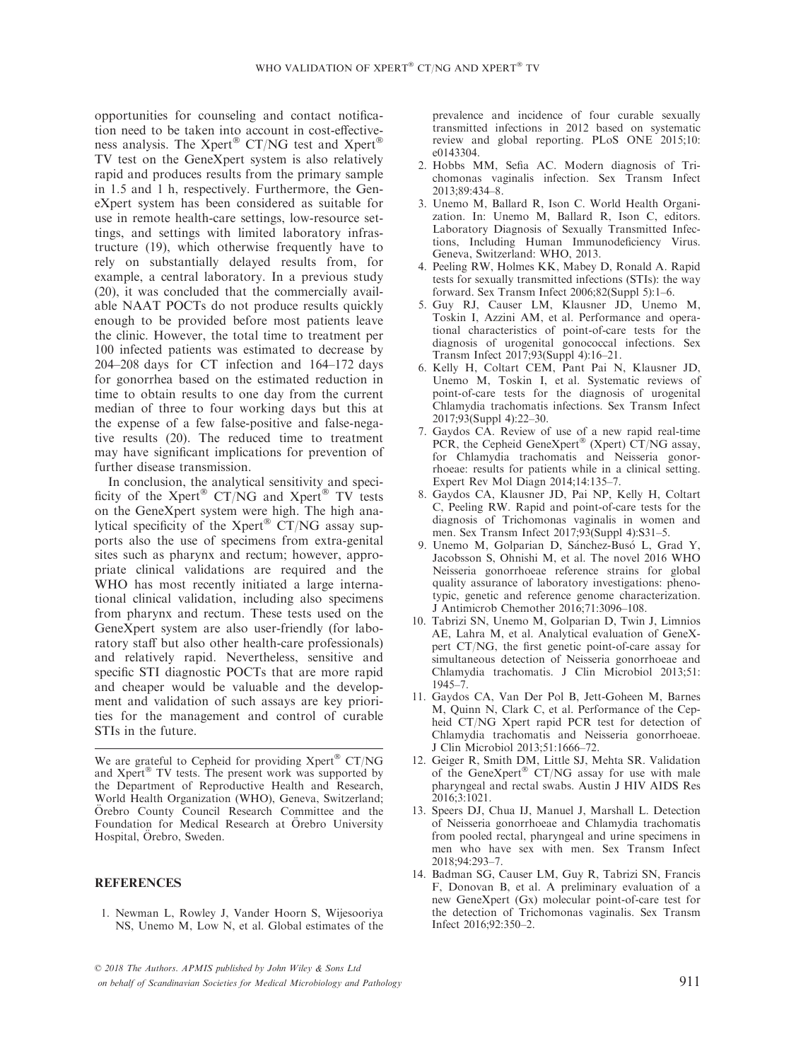opportunities for counseling and contact notification need to be taken into account in cost-effectiveness analysis. The Xpert® CT/NG test and Xpert® TV test on the GeneXpert system is also relatively rapid and produces results from the primary sample in 1.5 and 1 h, respectively. Furthermore, the GeneXpert system has been considered as suitable for use in remote health-care settings, low-resource settings, and settings with limited laboratory infrastructure (19), which otherwise frequently have to rely on substantially delayed results from, for example, a central laboratory. In a previous study (20), it was concluded that the commercially available NAAT POCTs do not produce results quickly enough to be provided before most patients leave the clinic. However, the total time to treatment per 100 infected patients was estimated to decrease by 204–208 days for CT infection and 164–172 days for gonorrhea based on the estimated reduction in time to obtain results to one day from the current median of three to four working days but this at the expense of a few false-positive and false-negative results (20). The reduced time to treatment may have significant implications for prevention of further disease transmission.

In conclusion, the analytical sensitivity and specificity of the Xpert® CT/NG and Xpert® TV tests on the GeneXpert system were high. The high analytical specificity of the Xpert® CT/NG assay supports also the use of specimens from extra-genital sites such as pharynx and rectum; however, appropriate clinical validations are required and the WHO has most recently initiated a large international clinical validation, including also specimens from pharynx and rectum. These tests used on the GeneXpert system are also user-friendly (for laboratory staff but also other health-care professionals) and relatively rapid. Nevertheless, sensitive and specific STI diagnostic POCTs that are more rapid and cheaper would be valuable and the development and validation of such assays are key priorities for the management and control of curable STIs in the future.

---

We are grateful to Cepheid for providing Xpert® CT/NG and Xpert® TV tests. The present work was supported by the Department of Reproductive Health and Research, World Health Organization (WHO), Geneva, Switzerland; Örebro County Council Research Committee and the Foundation for Medical Research at Örebro University Hospital, Örebro, Sweden.

## REFERENCES

1. Newman L, Rowley J, Vander Hoorn S, Wijesooriya NS, Unemo M, Low N, et al. Global estimates of the prevalence and incidence of four curable sexually transmitted infections in 2012 based on systematic review and global reporting. PLoS ONE 2015;10: e0143304.
2. Hobbs MM, Sefia AC. Modern diagnosis of Trichomonas vaginalis infection. Sex Transm Infect 2013;89:434–8.
3. Unemo M, Ballard R, Ison C. World Health Organization. In: Unemo M, Ballard R, Ison C, editors. Laboratory Diagnosis of Sexually Transmitted Infections, Including Human Immunodeficiency Virus. Geneva, Switzerland: WHO, 2013.
4. Peeling RW, Holmes KK, Mabey D, Ronald A. Rapid tests for sexually transmitted infections (STIs): the way forward. Sex Transm Infect 2006;82(Suppl 5):1–6.
5. Guy RJ, Causer LM, Klausner JD, Unemo M, Toskin I, Azzini AM, et al. Performance and operational characteristics of point-of-care tests for the diagnosis of urogenital gonococcal infections. Sex Transm Infect 2017;93(Suppl 4):16–21.
6. Kelly H, Coltart CEM, Pant Pai N, Klausner JD, Unemo M, Toskin I, et al. Systematic reviews of point-of-care tests for the diagnosis of urogenital Chlamydia trachomatis infections. Sex Transm Infect 2017;93(Suppl 4):22–30.
7. Gaydos CA. Review of use of a new rapid real-time PCR, the Cepheid GeneXpert® (Xpert) CT/NG assay, for Chlamydia trachomatis and Neisseria gonorrhoeae: results for patients while in a clinical setting. Expert Rev Mol Diagn 2014;14:135–7.
8. Gaydos CA, Klausner JD, Pai NP, Kelly H, Coltart C, Peeling RW. Rapid and point-of-care tests for the diagnosis of Trichomonas vaginalis in women and men. Sex Transm Infect 2017;93(Suppl 4):S31–5.
9. Unemo M, Golparian D, Sánchez-Busó L, Grad Y, Jacobsson S, Ohnishi M, et al. The novel 2016 WHO Neisseria gonorrhoeae reference strains for global quality assurance of laboratory investigations: phenotypic, genetic and reference genome characterization. J Antimicrob Chemother 2016;71:3096–108.
10. Tabrizi SN, Unemo M, Golparian D, Twin J, Limnios AE, Lahra M, et al. Analytical evaluation of GeneXpert CT/NG, the first genetic point-of-care assay for simultaneous detection of Neisseria gonorrhoeae and Chlamydia trachomatis. J Clin Microbiol 2013;51: 1945–7.
11. Gaydos CA, Van Der Pol B, Jett-Goheen M, Barnes M, Quinn N, Clark C, et al. Performance of the Cepheid CT/NG Xpert rapid PCR test for detection of Chlamydia trachomatis and Neisseria gonorrhoeae. J Clin Microbiol 2013;51:1666–72.
12. Geiger R, Smith DM, Little SJ, Mehta SR. Validation of the GeneXpert® CT/NG assay for use with male pharyngeal and rectal swabs. Austin J HIV AIDS Res 2016;3:1021.
13. Speers DJ, Chua IJ, Manuel J, Marshall L. Detection of Neisseria gonorrhoeae and Chlamydia trachomatis from pooled rectal, pharyngeal and urine specimens in men who have sex with men. Sex Transm Infect 2018;94:293–7.
14. Badman SG, Causer LM, Guy R, Tabrizi SN, Francis F, Donovan B, et al. A preliminary evaluation of a new GeneXpert (Gx) molecular point-of-care test for the detection of Trichomonas vaginalis. Sex Transm Infect 2016;92:350–2.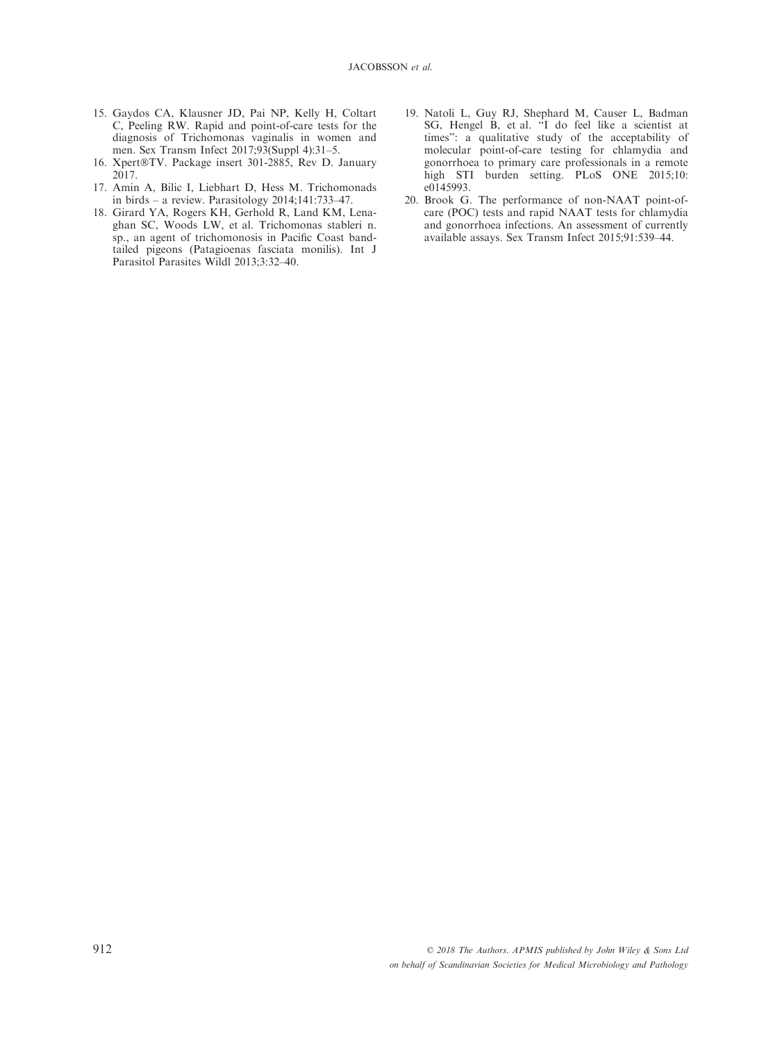15. Gaydos CA, Klausner JD, Pai NP, Kelly H, Coltart C, Peeling RW. Rapid and point-of-care tests for the diagnosis of Trichomonas vaginalis in women and men. Sex Transm Infect 2017;93(Suppl 4):31–5.
16. Xpert®TV. Package insert 301-2885, Rev D. January 2017.
17. Amin A, Bilic I, Liebhart D, Hess M. Trichomonads in birds – a review. Parasitology 2014;141:733–47.
18. Girard YA, Rogers KH, Gerhold R, Land KM, Lenaghan SC, Woods LW, et al. Trichomonas stableri n. sp., an agent of trichomonosis in Pacific Coast band-tailed pigeons (Patagioenas fasciata monilis). Int J Parasitol Parasites Wildl 2013;3:32–40.
19. Natoli L, Guy RJ, Shephard M, Causer L, Badman SG, Hengel B, et al. "I do feel like a scientist at times": a qualitative study of the acceptability of molecular point-of-care testing for chlamydia and gonorrhoea to primary care professionals in a remote high STI burden setting. PLoS ONE 2015;10: e0145993.
20. Brook G. The performance of non-NAAT point-of-care (POC) tests and rapid NAAT tests for chlamydia and gonorrhoea infections. An assessment of currently available assays. Sex Transm Infect 2015;91:539–44.